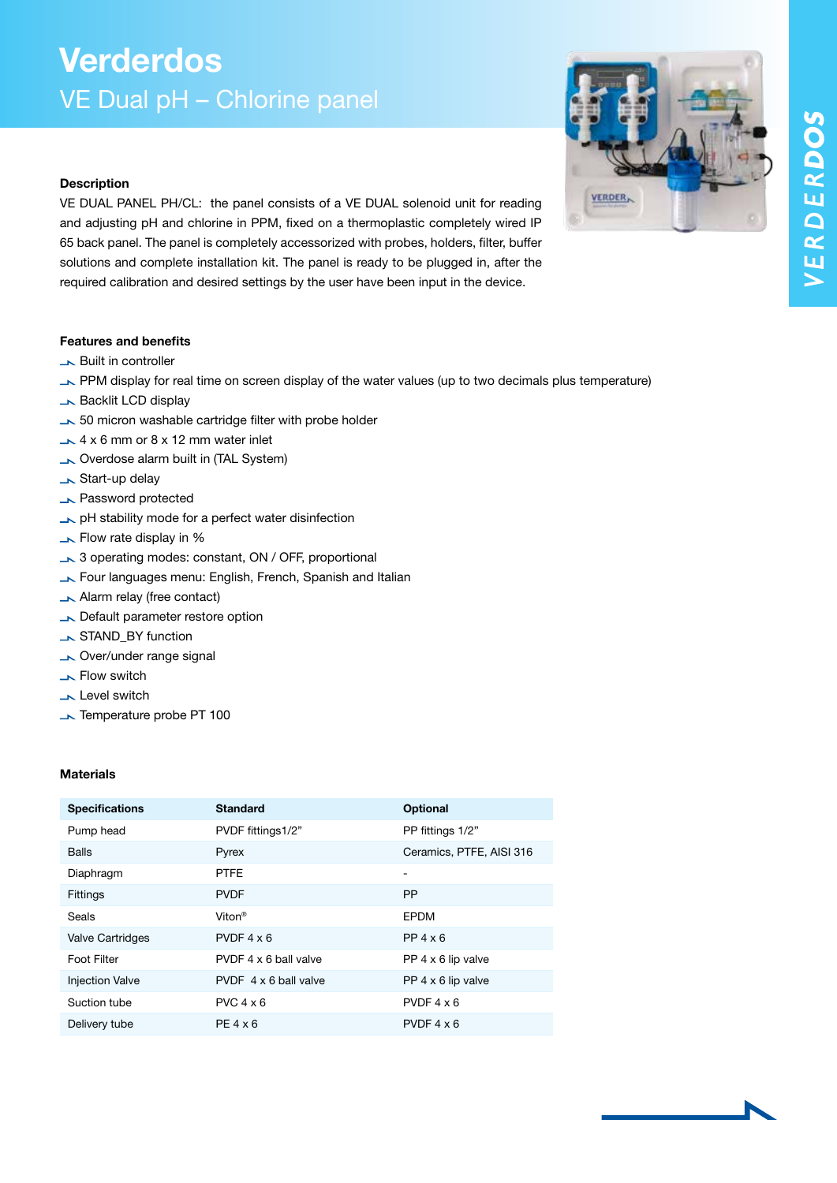# Verderdos

## VE Dual pH – Chlorine panel

### Description

VE DUAL PANEL PH/CL: the panel consists of a VE DUAL solenoid unit for reading and adjusting pH and chlorine in PPM, fixed on a thermoplastic completely wired IP 65 back panel. The panel is completely accessorized with probes, holders, filter, buffer solutions and complete installation kit. The panel is ready to be plugged in, after the required calibration and desired settings by the user have been input in the device.

### Features and benefits

- Built in controller
- PPM display for real time on screen display of the water values (up to two decimals plus temperature)
- Backlit LCD display
- 50 micron washable cartridge filter with probe holder
- 4 x 6 mm or 8 x 12 mm water inlet
- Overdose alarm built in (TAL System)
- Start-up delay
- Password protected
- pH stability mode for a perfect water disinfection
- Flow rate display in %
- 3 operating modes: constant, ON / OFF, proportional
- Four languages menu: English, French, Spanish and Italian
- Alarm relay (free contact)
- Default parameter restore option
- STAND_BY function
- Over/under range signal
- Flow switch
- Level switch
- Temperature probe PT 100

### Materials

| Specifications | Standard | Optional |
|---|---|---|
| Pump head | PVDF fittings1/2" | PP fittings 1/2" |
| Balls | Pyrex | Ceramics, PTFE, AISI 316 |
| Diaphragm | PTFE | - |
| Fittings | PVDF | PP |
| Seals | Viton® | EPDM |
| Valve Cartridges | PVDF 4 x 6 | PP 4 x 6 |
| Foot Filter | PVDF 4 x 6 ball valve | PP 4 x 6 lip valve |
| Injection Valve | PVDF 4 x 6 ball valve | PP 4 x 6 lip valve |
| Suction tube | PVC 4 x 6 | PVDF 4 x 6 |
| Delivery tube | PE 4 x 6 | PVDF 4 x 6 |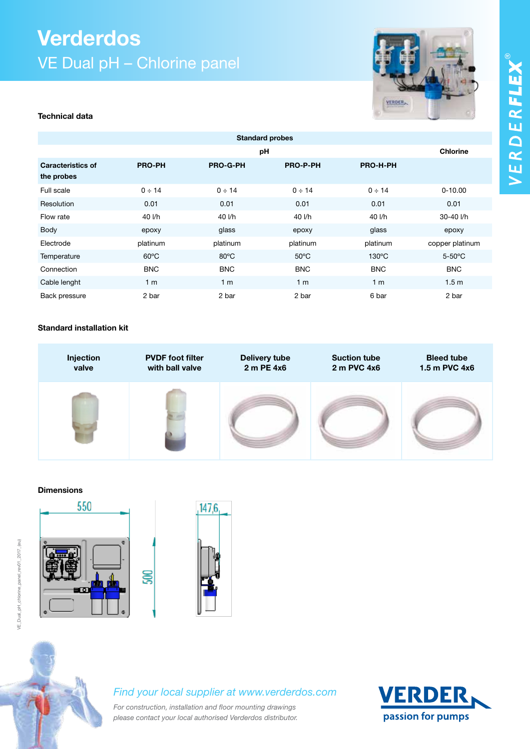# Verderdos

## VE Dual pH – Chlorine panel

**Technical data**

| Standard probes | | | | | |
|---|---|---|---|---|---|
| | pH | | | | Chlorine |
| **Caracteristics of the probes** | **PRO-PH** | **PRO-G-PH** | **PRO-P-PH** | **PRO-H-PH** | |
| Full scale | 0 ÷ 14 | 0 ÷ 14 | 0 ÷ 14 | 0 ÷ 14 | 0-10.00 |
| Resolution | 0.01 | 0.01 | 0.01 | 0.01 | 0.01 |
| Flow rate | 40 l/h | 40 l/h | 40 l/h | 40 l/h | 30-40 l/h |
| Body | epoxy | glass | epoxy | glass | epoxy |
| Electrode | platinum | platinum | platinum | platinum | copper platinum |
| Temperature | 60°C | 80°C | 50°C | 130°C | 5-50°C |
| Connection | BNC | BNC | BNC | BNC | BNC |
| Cable lenght | 1 m | 1 m | 1 m | 1 m | 1.5 m |
| Back pressure | 2 bar | 2 bar | 2 bar | 6 bar | 2 bar |

**Standard installation kit**

| Injection valve | PVDF foot filter with ball valve | Delivery tube 2 m PE 4x6 | Suction tube 2 m PVC 4x6 | Bleed tube 1.5 m PVC 4x6 |
|---|---|---|---|---|

**Dimensions**

550

500

147,6

*Find your local supplier at www.verderdos.com*

*For construction, installation and floor mounting drawings please contact your local authorised Verderdos distributor.*

VERDER passion for pumps

VERDERFLEX®

VE_Dual_pH_chlorine_panel_rev01_2017_(eu)